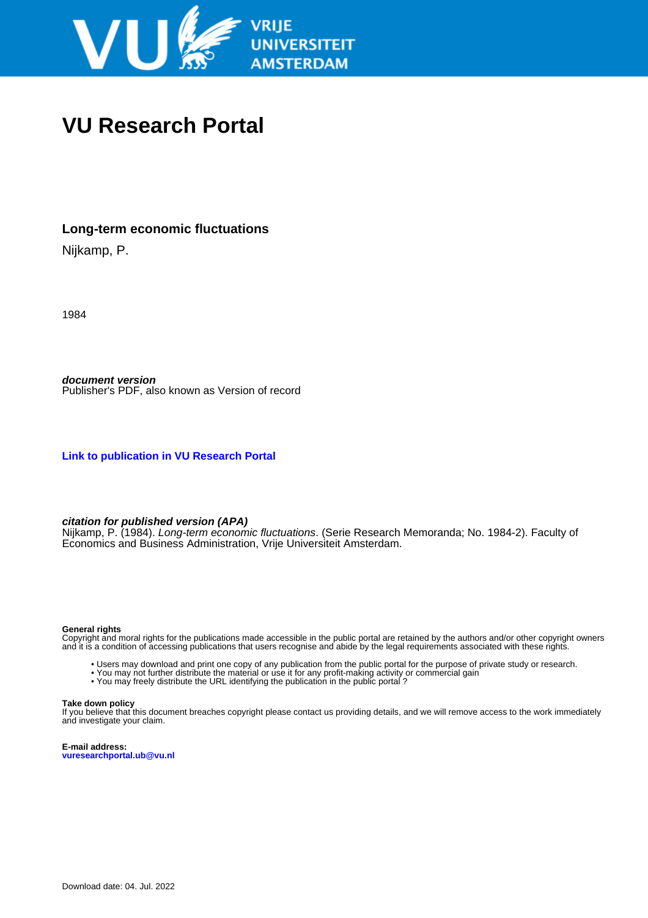# VU Research Portal

## Long-term economic fluctuations

Nijkamp, P.

1984

***document version***
Publisher's PDF, also known as Version of record

**Link to publication in VU Research Portal**

***citation for published version (APA)***
Nijkamp, P. (1984). *Long-term economic fluctuations*. (Serie Research Memoranda; No. 1984-2). Faculty of Economics and Business Administration, Vrije Universiteit Amsterdam.

**General rights**
Copyright and moral rights for the publications made accessible in the public portal are retained by the authors and/or other copyright owners and it is a condition of accessing publications that users recognise and abide by the legal requirements associated with these rights.

- Users may download and print one copy of any publication from the public portal for the purpose of private study or research.
- You may not further distribute the material or use it for any profit-making activity or commercial gain
- You may freely distribute the URL identifying the publication in the public portal ?

**Take down policy**
If you believe that this document breaches copyright please contact us providing details, and we will remove access to the work immediately and investigate your claim.

**E-mail address:**
**vuresearchportal.ub@vu.nl**

Download date: 04. Jul. 2022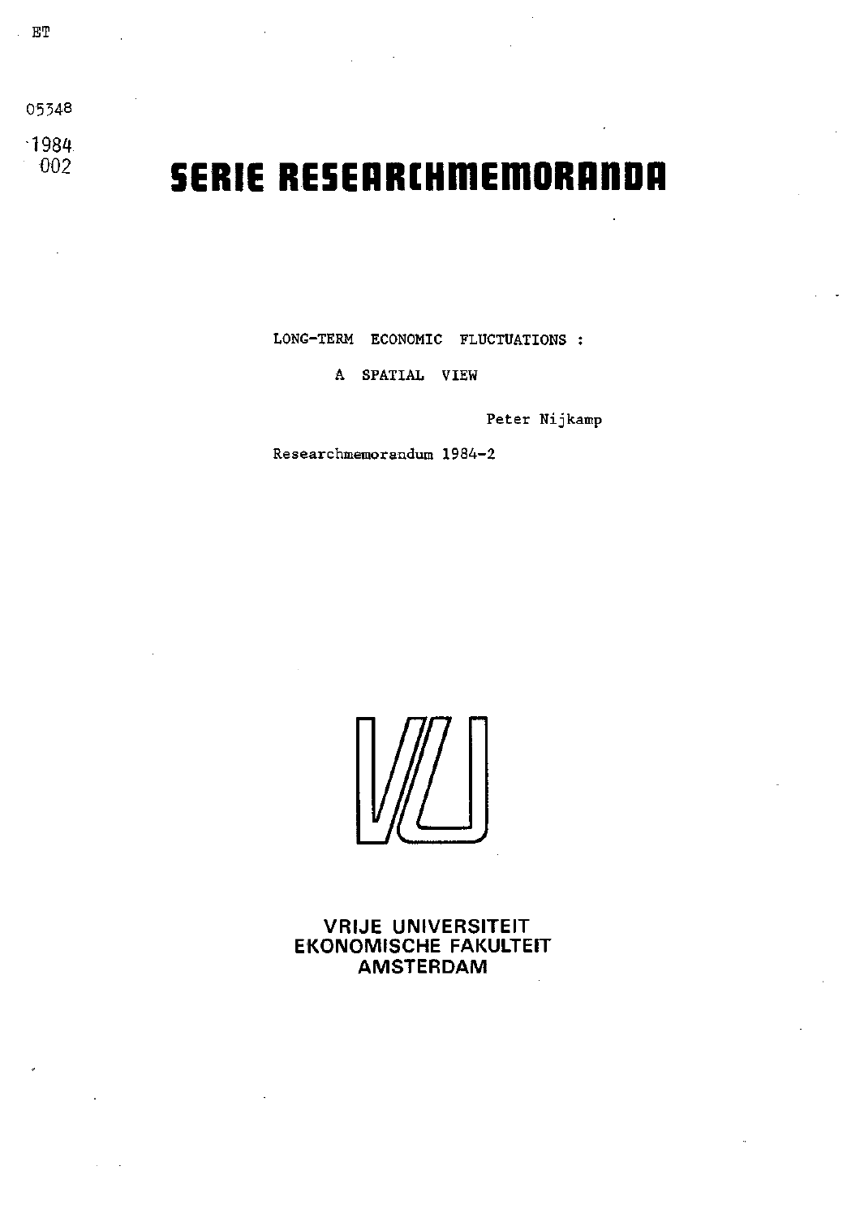ET

05348

1984

002

# SERIE RESEARCHMEMORANDA

LONG-TERM ECONOMIC FLUCTUATIONS :

A SPATIAL VIEW

Peter Nijkamp

Researchmemorandum 1984-2

VRIJE UNIVERSITEIT
EKONOMISCHE FAKULTEIT
AMSTERDAM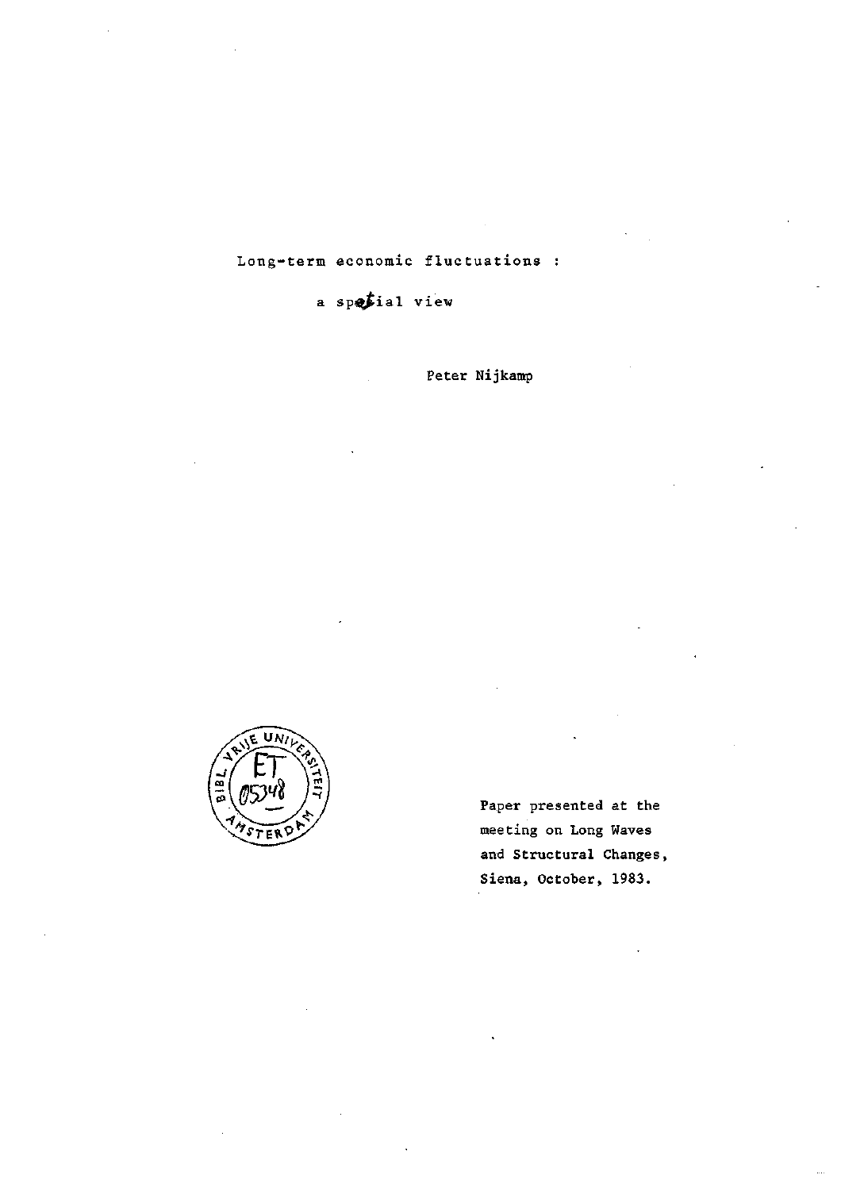# Long-term economic fluctuations :

## a spatial view

Peter Nijkamp

Paper presented at the meeting on Long Waves and Structural Changes, Siena, October, 1983.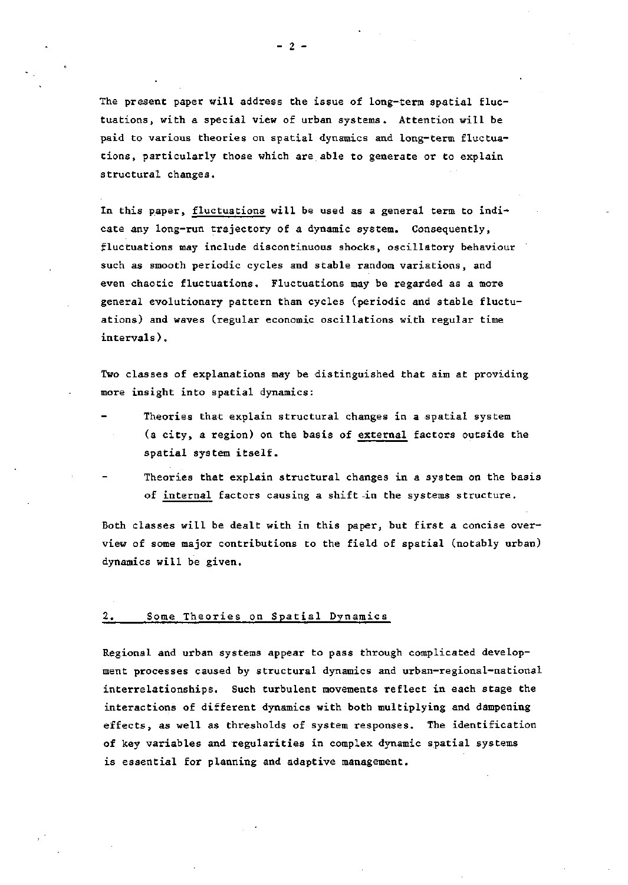The present paper will address the issue of long-term spatial fluctuations, with a special view of urban systems. Attention will be paid to various theories on spatial dynamics and long-term fluctuations, particularly those which are able to generate or to explain structural changes.

In this paper, fluctuations will be used as a general term to indicate any long-run trajectory of a dynamic system. Consequently, fluctuations may include discontinuous shocks, oscillatory behaviour such as smooth periodic cycles and stable random variations, and even chaotic fluctuations. Fluctuations may be regarded as a more general evolutionary pattern than cycles (periodic and stable fluctuations) and waves (regular economic oscillations with regular time intervals).

Two classes of explanations may be distinguished that aim at providing more insight into spatial dynamics:

- Theories that explain structural changes in a spatial system (a city, a region) on the basis of external factors outside the spatial system itself.
- Theories that explain structural changes in a system on the basis of internal factors causing a shift in the systems structure.

Both classes will be dealt with in this paper, but first a concise overview of some major contributions to the field of spatial (notably urban) dynamics will be given.

## 2. Some Theories on Spatial Dynamics

Regional and urban systems appear to pass through complicated development processes caused by structural dynamics and urban-regional-national interrelationships. Such turbulent movements reflect in each stage the interactions of different dynamics with both multiplying and dampening effects, as well as thresholds of system responses. The identification of key variables and regularities in complex dynamic spatial systems is essential for planning and adaptive management.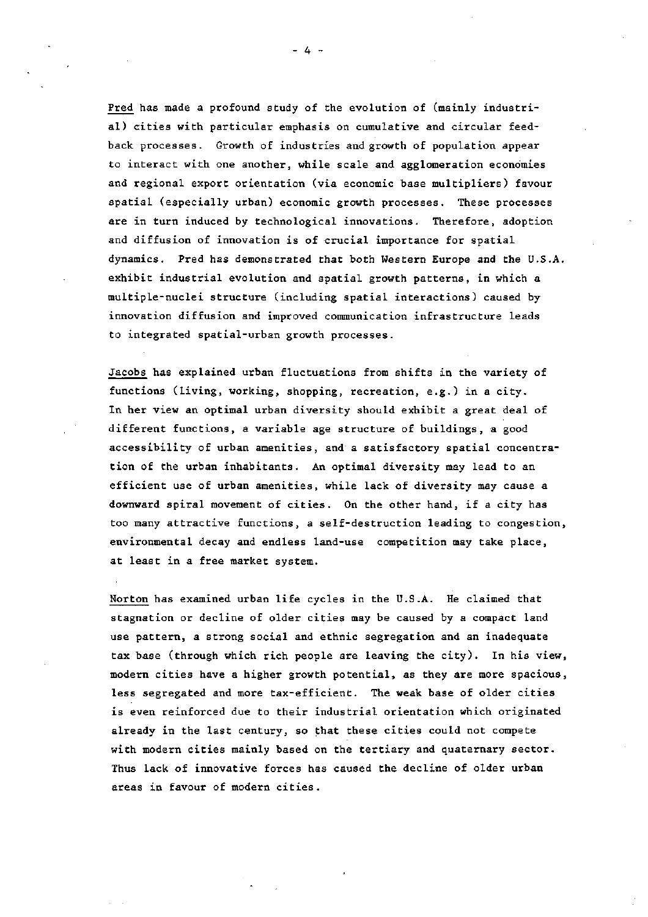Pred has made a profound study of the evolution of (mainly industrial) cities with particular emphasis on cumulative and circular feedback processes. Growth of industries and growth of population appear to interact with one another, while scale and agglomeration economies and regional export orientation (via economic base multipliers) favour spatial (especially urban) economic growth processes. These processes are in turn induced by technological innovations. Therefore, adoption and diffusion of innovation is of crucial importance for spatial dynamics. Pred has demonstrated that both Western Europe and the U.S.A. exhibit industrial evolution and spatial growth patterns, in which a multiple-nuclei structure (including spatial interactions) caused by innovation diffusion and improved communication infrastructure leads to integrated spatial-urban growth processes.

Jacobs has explained urban fluctuations from shifts in the variety of functions (living, working, shopping, recreation, e.g.) in a city. In her view an optimal urban diversity should exhibit a great deal of different functions, a variable age structure of buildings, a good accessibility of urban amenities, and a satisfactory spatial concentration of the urban inhabitants. An optimal diversity may lead to an efficient use of urban amenities, while lack of diversity may cause a downward spiral movement of cities. On the other hand, if a city has too many attractive functions, a self-destruction leading to congestion, environmental decay and endless land-use competition may take place, at least in a free market system.

Norton has examined urban life cycles in the U.S.A. He claimed that stagnation or decline of older cities may be caused by a compact land use pattern, a strong social and ethnic segregation and an inadequate tax base (through which rich people are leaving the city). In his view, modern cities have a higher growth potential, as they are more spacious, less segregated and more tax-efficient. The weak base of older cities is even reinforced due to their industrial orientation which originated already in the last century, so that these cities could not compete with modern cities mainly based on the tertiary and quaternary sector. Thus lack of innovative forces has caused the decline of older urban areas in favour of modern cities.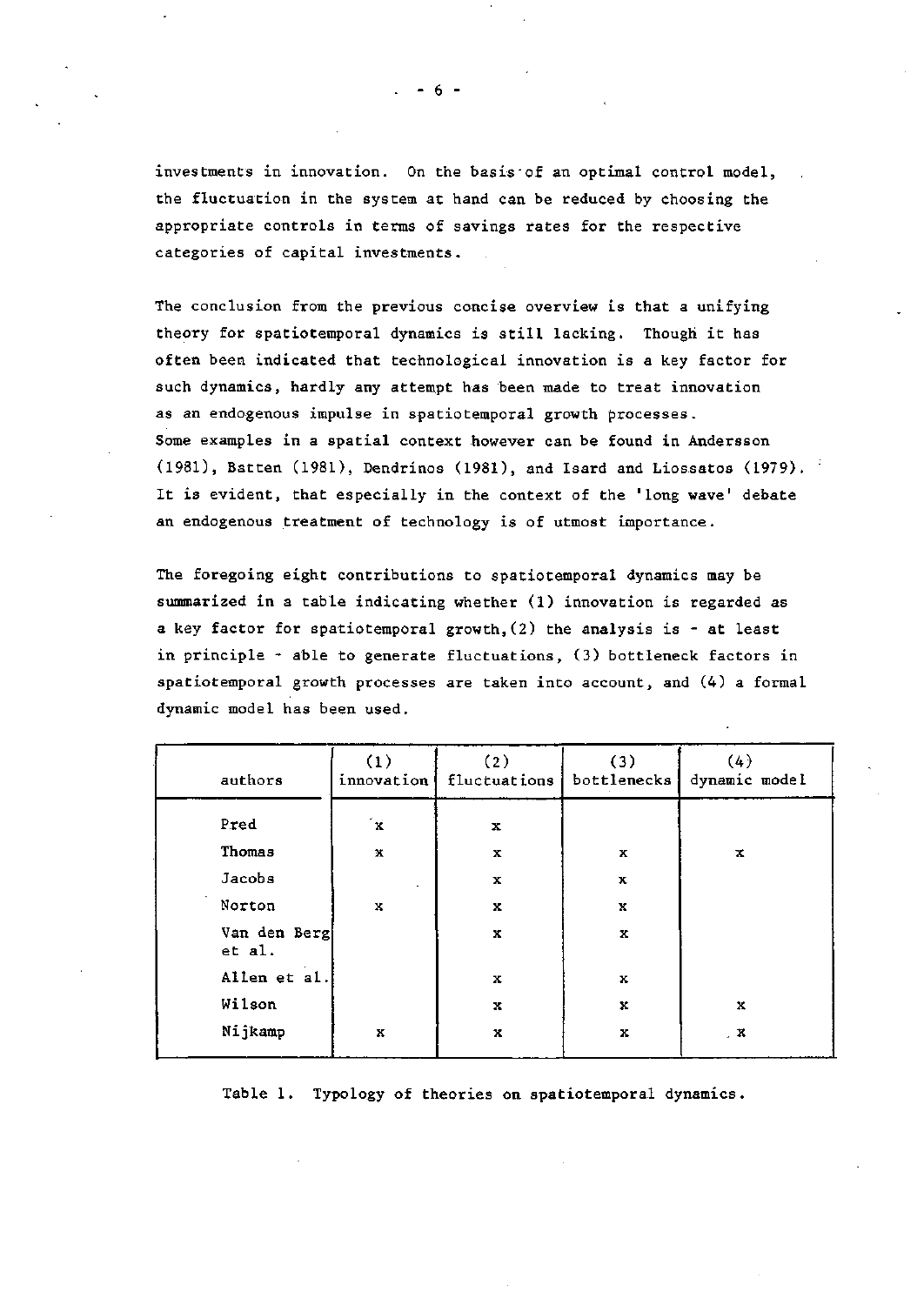investments in innovation. On the basis of an optimal control model, the fluctuation in the system at hand can be reduced by choosing the appropriate controls in terms of savings rates for the respective categories of capital investments.

The conclusion from the previous concise overview is that a unifying theory for spatiotemporal dynamics is still lacking. Though it has often been indicated that technological innovation is a key factor for such dynamics, hardly any attempt has been made to treat innovation as an endogenous impulse in spatiotemporal growth processes. Some examples in a spatial context however can be found in Andersson (1981), Batten (1981), Dendrinos (1981), and Isard and Liossatos (1979). It is evident, that especially in the context of the 'long wave' debate an endogenous treatment of technology is of utmost importance.

The foregoing eight contributions to spatiotemporal dynamics may be summarized in a table indicating whether (1) innovation is regarded as a key factor for spatiotemporal growth, (2) the analysis is - at least in principle - able to generate fluctuations, (3) bottleneck factors in spatiotemporal growth processes are taken into account, and (4) a formal dynamic model has been used.

| authors | (1) innovation | (2) fluctuations | (3) bottlenecks | (4) dynamic model |
|---|---|---|---|---|
| Pred | x | x | | |
| Thomas | x | x | x | x |
| Jacobs | | x | x | |
| Norton | x | x | x | |
| Van den Berg et al. | | x | x | |
| Allen et al. | | x | x | |
| Wilson | | x | x | x |
| Nijkamp | x | x | x | x |

Table 1. Typology of theories on spatiotemporal dynamics.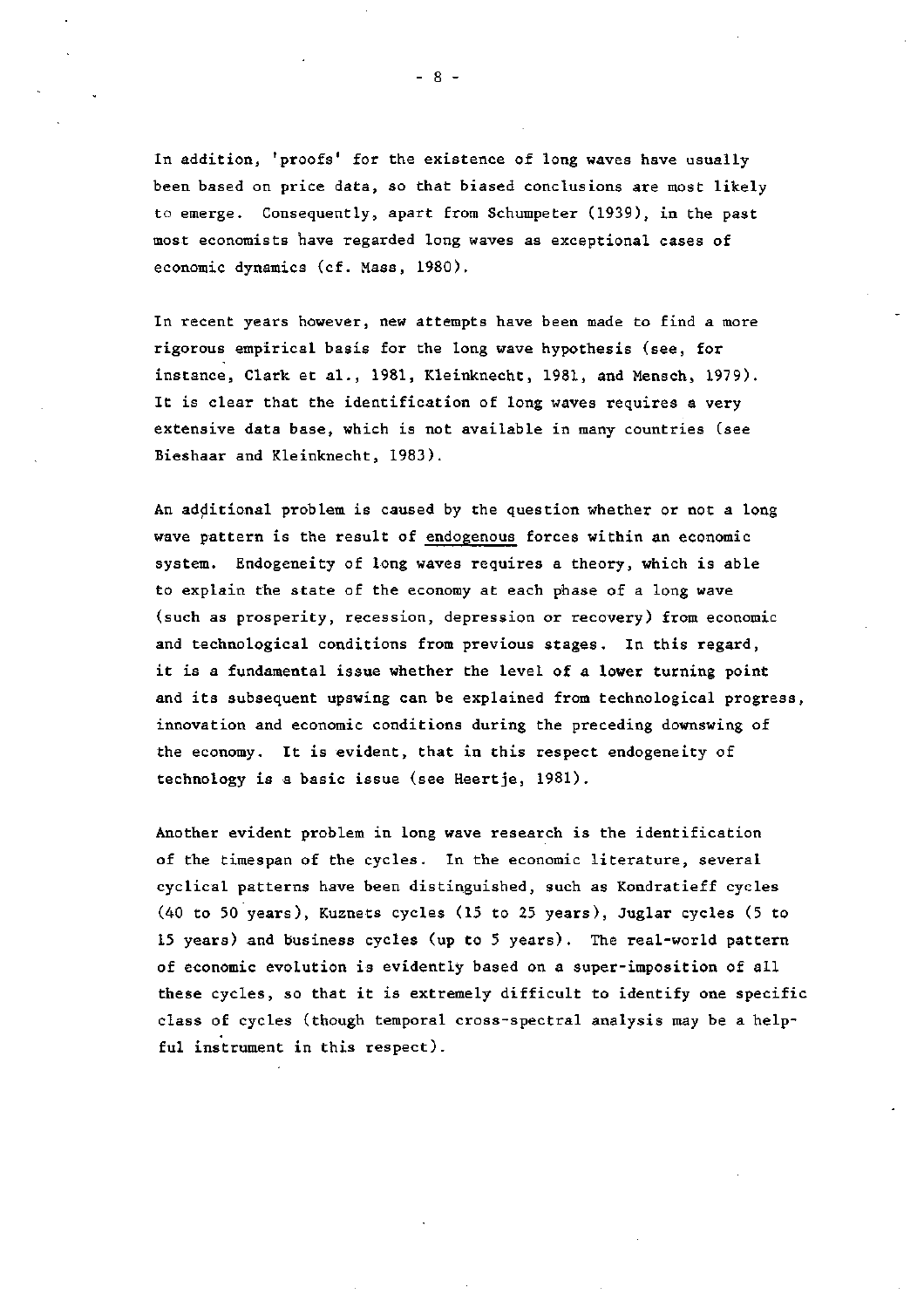In addition, 'proofs' for the existence of long waves have usually been based on price data, so that biased conclusions are most likely to emerge. Consequently, apart from Schumpeter (1939), in the past most economists have regarded long waves as exceptional cases of economic dynamics (cf. Mass, 1980).

In recent years however, new attempts have been made to find a more rigorous empirical basis for the long wave hypothesis (see, for instance, Clark et al., 1981, Kleinknecht, 1981, and Mensch, 1979). It is clear that the identification of long waves requires a very extensive data base, which is not available in many countries (see Bieshaar and Kleinknecht, 1983).

An additional problem is caused by the question whether or not a long wave pattern is the result of endogenous forces within an economic system. Endogeneity of long waves requires a theory, which is able to explain the state of the economy at each phase of a long wave (such as prosperity, recession, depression or recovery) from economic and technological conditions from previous stages. In this regard, it is a fundamental issue whether the level of a lower turning point and its subsequent upswing can be explained from technological progress, innovation and economic conditions during the preceding downswing of the economy. It is evident, that in this respect endogeneity of technology is a basic issue (see Heertje, 1981).

Another evident problem in long wave research is the identification of the timespan of the cycles. In the economic literature, several cyclical patterns have been distinguished, such as Kondratieff cycles (40 to 50 years), Kuznets cycles (15 to 25 years), Juglar cycles (5 to 15 years) and business cycles (up to 5 years). The real-world pattern of economic evolution is evidently based on a super-imposition of all these cycles, so that it is extremely difficult to identify one specific class of cycles (though temporal cross-spectral analysis may be a helpful instrument in this respect).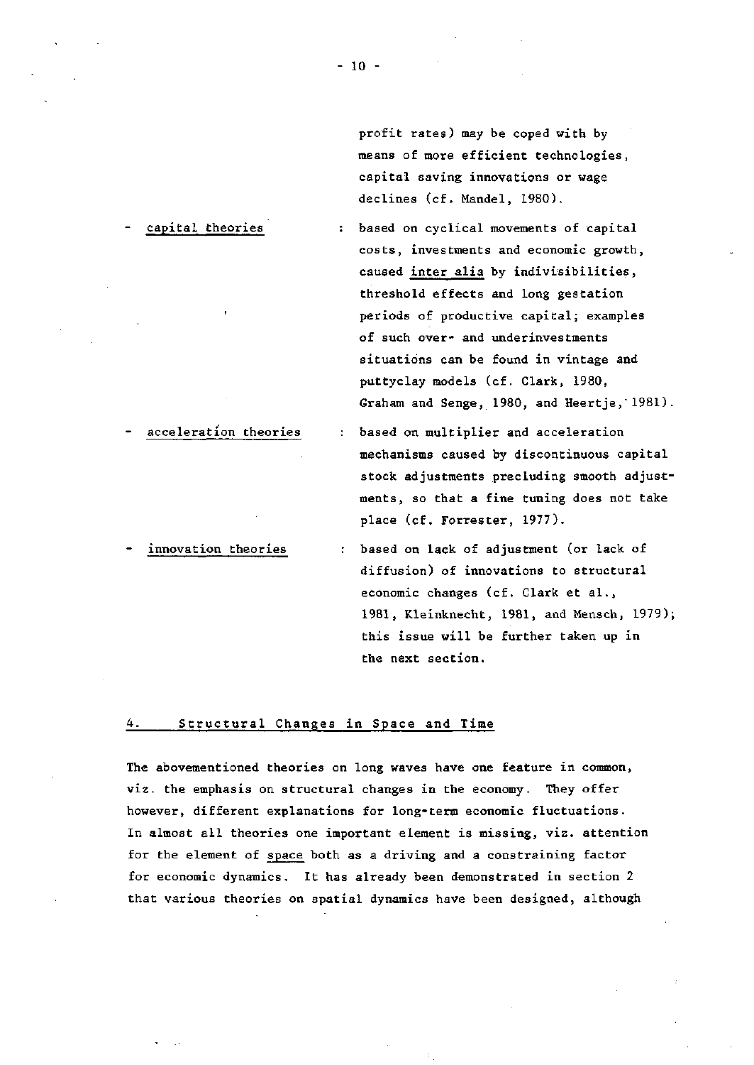profit rates) may be coped with by means of more efficient technologies, capital saving innovations or wage declines (cf. Mandel, 1980).

- capital theories : based on cyclical movements of capital costs, investments and economic growth, caused *inter alia* by indivisibilities, threshold effects and long gestation periods of productive capital; examples of such over- and underinvestments situations can be found in vintage and puttyclay models (cf. Clark, 1980, Graham and Senge, 1980, and Heertje, 1981).

- acceleration theories : based on multiplier and acceleration mechanisms caused by discontinuous capital stock adjustments precluding smooth adjustments, so that a fine tuning does not take place (cf. Forrester, 1977).

- innovation theories : based on lack of adjustment (or lack of diffusion) of innovations to structural economic changes (cf. Clark et al., 1981, Kleinknecht, 1981, and Mensch, 1979); this issue will be further taken up in the next section.

## 4. Structural Changes in Space and Time

The abovementioned theories on long waves have one feature in common, viz. the emphasis on structural changes in the economy. They offer however, different explanations for long-term economic fluctuations. In almost all theories one important element is missing, viz. attention for the element of space both as a driving and a constraining factor for economic dynamics. It has already been demonstrated in section 2 that various theories on spatial dynamics have been designed, although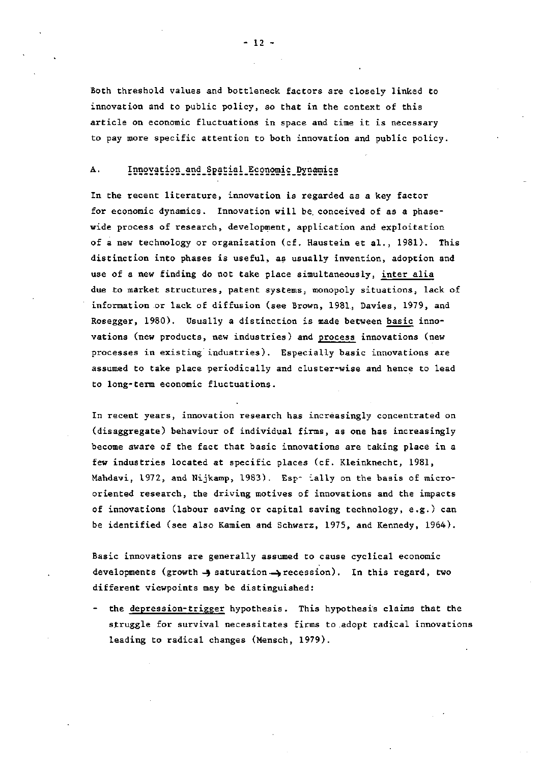Both threshold values and bottleneck factors are closely linked to innovation and to public policy, so that in the context of this article on economic fluctuations in space and time it is necessary to pay more specific attention to both innovation and public policy.

## A. Innovation and Spatial Economic Dynamics

In the recent literature, innovation is regarded as a key factor for economic dynamics. Innovation will be conceived of as a phase-wide process of research, development, application and exploitation of a new technology or organization (cf. Haustein et al., 1981). This distinction into phases is useful, as usually invention, adoption and use of a new finding do not take place simultaneously, inter alia due to market structures, patent systems, monopoly situations, lack of information or lack of diffusion (see Brown, 1981, Davies, 1979, and Rosegger, 1980). Usually a distinction is made between basic innovations (new products, new industries) and process innovations (new processes in existing industries). Especially basic innovations are assumed to take place periodically and cluster-wise and hence to lead to long-term economic fluctuations.

In recent years, innovation research has increasingly concentrated on (disaggregate) behaviour of individual firms, as one has increasingly become aware of the fact that basic innovations are taking place in a few industries located at specific places (cf. Kleinknecht, 1981, Mahdavi, 1972, and Nijkamp, 1983). Especially on the basis of micro-oriented research, the driving motives of innovations and the impacts of innovations (labour saving or capital saving technology, e.g.) can be identified (see also Kamien and Schwarz, 1975, and Kennedy, 1964).

Basic innovations are generally assumed to cause cyclical economic developments (growth → saturation → recession). In this regard, two different viewpoints may be distinguished:

- the depression-trigger hypothesis. This hypothesis claims that the struggle for survival necessitates firms to adopt radical innovations leading to radical changes (Mensch, 1979).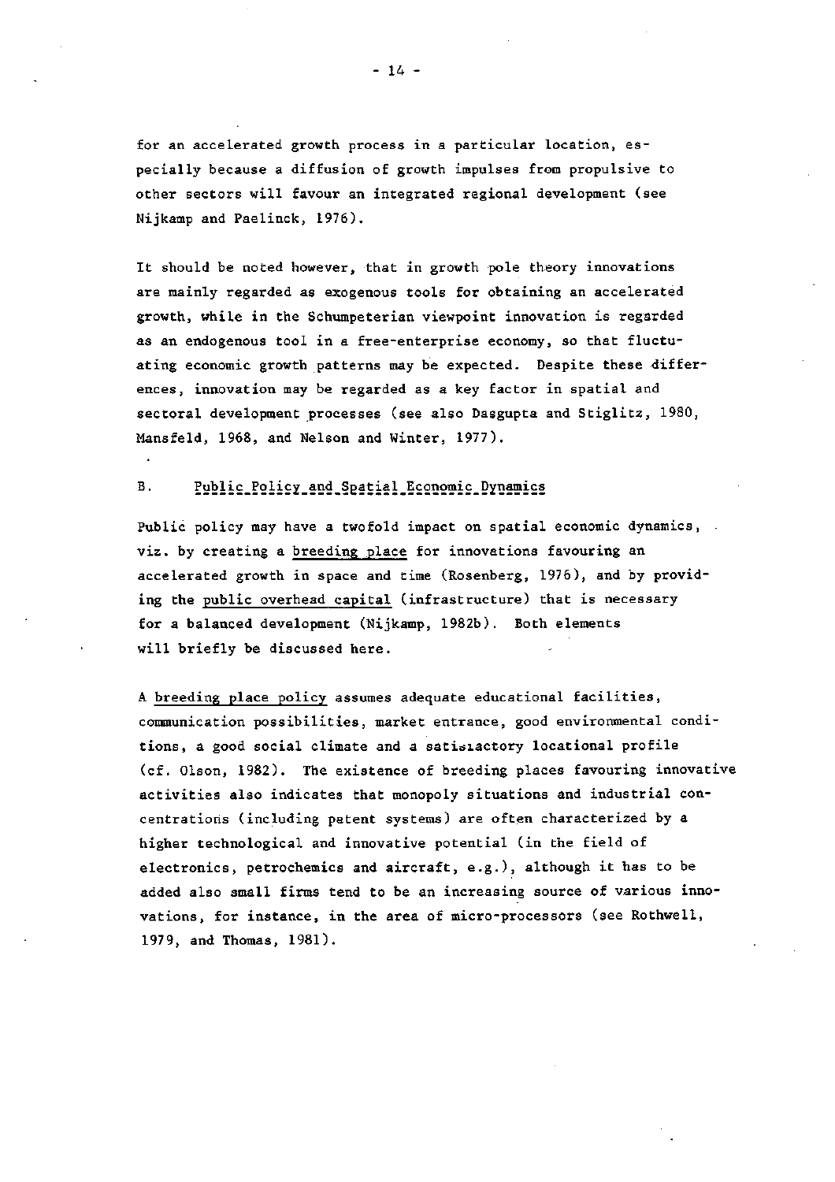for an accelerated growth process in a particular location, especially because a diffusion of growth impulses from propulsive to other sectors will favour an integrated regional development (see Nijkamp and Paelinck, 1976).

It should be noted however, that in growth pole theory innovations are mainly regarded as exogenous tools for obtaining an accelerated growth, while in the Schumpeterian viewpoint innovation is regarded as an endogenous tool in a free-enterprise economy, so that fluctuating economic growth patterns may be expected. Despite these differences, innovation may be regarded as a key factor in spatial and sectoral development processes (see also Dasgupta and Stiglitz, 1980, Mansfeld, 1968, and Nelson and Winter, 1977).

## B. Public Policy and Spatial Economic Dynamics

Public policy may have a twofold impact on spatial economic dynamics, viz. by creating a breeding place for innovations favouring an accelerated growth in space and time (Rosenberg, 1976), and by providing the public overhead capital (infrastructure) that is necessary for a balanced development (Nijkamp, 1982b). Both elements will briefly be discussed here.

A breeding place policy assumes adequate educational facilities, communication possibilities, market entrance, good environmental conditions, a good social climate and a satisfactory locational profile (cf. Olson, 1982). The existence of breeding places favouring innovative activities also indicates that monopoly situations and industrial concentrations (including patent systems) are often characterized by a higher technological and innovative potential (in the field of electronics, petrochemics and aircraft, e.g.), although it has to be added also small firms tend to be an increasing source of various innovations, for instance, in the area of micro-processors (see Rothwell, 1979, and Thomas, 1981).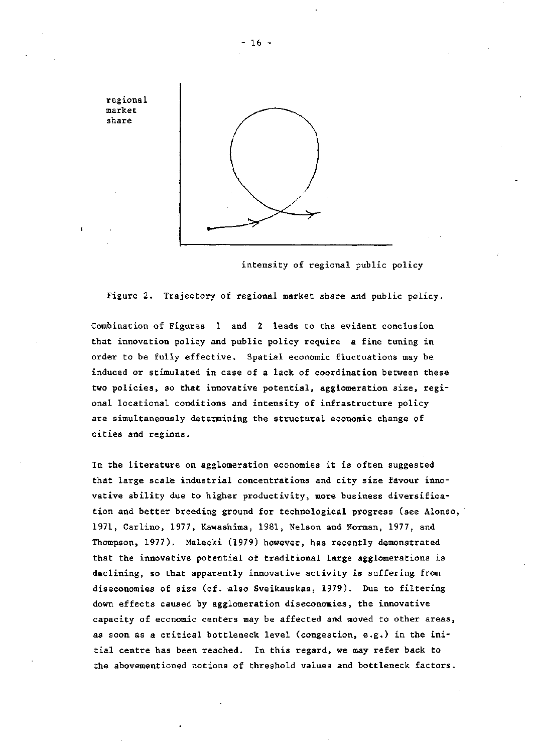regional market share

intensity of regional public policy

Figure 2. Trajectory of regional market share and public policy.

Combination of Figures 1 and 2 leads to the evident conclusion that innovation policy and public policy require a fine tuning in order to be fully effective. Spatial economic fluctuations may be induced or stimulated in case of a lack of coordination between these two policies, so that innovative potential, agglomeration size, regional locational conditions and intensity of infrastructure policy are simultaneously determining the structural economic change of cities and regions.

In the literature on agglomeration economies it is often suggested that large scale industrial concentrations and city size favour innovative ability due to higher productivity, more business diversification and better breeding ground for technological progress (see Alonso, 1971, Carlino, 1977, Kawashima, 1981, Nelson and Norman, 1977, and Thompson, 1977). Malecki (1979) however, has recently demonstrated that the innovative potential of traditional large agglomerations is declining, so that apparently innovative activity is suffering from diseconomies of size (cf. also Sveikauskas, 1979). Due to filtering down effects caused by agglomeration diseconomies, the innovative capacity of economic centers may be affected and moved to other areas, as soon as a critical bottleneck level (congestion, e.g.) in the initial centre has been reached. In this regard, we may refer back to the abovementioned notions of threshold values and bottleneck factors.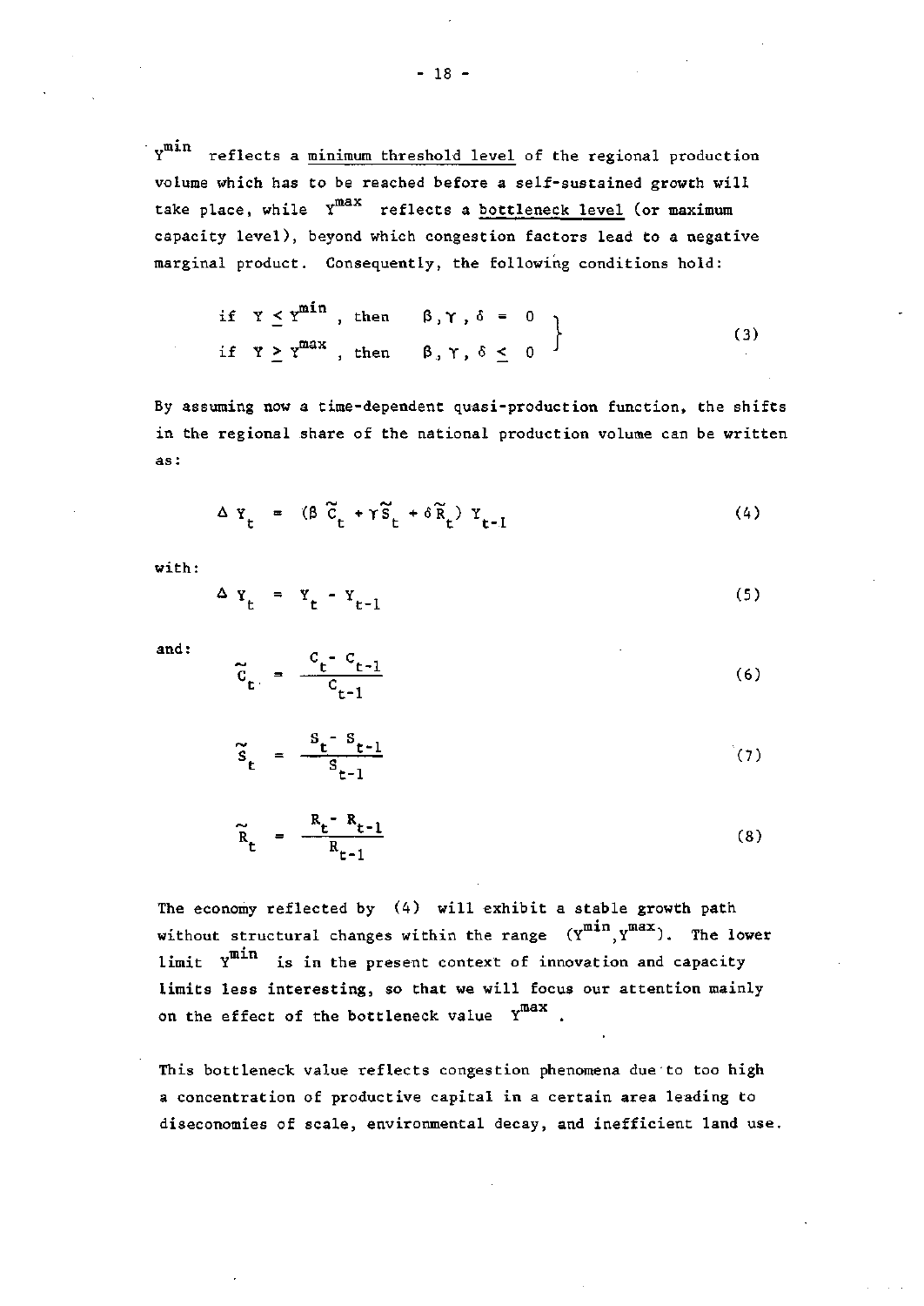$Y^{min}$ reflects a <u>minimum threshold level</u> of the regional production volume which has to be reached before a self-sustained growth will take place, while $Y^{max}$ reflects a <u>bottleneck level</u> (or maximum capacity level), beyond which congestion factors lead to a negative marginal product. Consequently, the following conditions hold:

$$\left.\begin{array}{ll} \text{if } Y \leq Y^{min}, \text{ then} & \beta, \gamma, \delta = 0 \\ \text{if } Y \geq Y^{max}, \text{ then} & \beta, \gamma, \delta \leq 0 \end{array}\right\} \tag{3}$$

By assuming now a time-dependent quasi-production function, the shifts in the regional share of the national production volume can be written as:

$$\Delta Y_t = (\beta \tilde{C}_t + \gamma \tilde{S}_t + \delta \tilde{R}_t)\, Y_{t-1} \tag{4}$$

with:

$$\Delta Y_t = Y_t - Y_{t-1} \tag{5}$$

and:

$$\tilde{C}_t = \frac{C_t - C_{t-1}}{C_{t-1}} \tag{6}$$

$$\tilde{S}_t = \frac{S_t - S_{t-1}}{S_{t-1}} \tag{7}$$

$$\tilde{R}_t = \frac{R_t - R_{t-1}}{R_{t-1}} \tag{8}$$

The economy reflected by (4) will exhibit a stable growth path without structural changes within the range $(Y^{min}, Y^{max})$. The lower limit $Y^{min}$ is in the present context of innovation and capacity limits less interesting, so that we will focus our attention mainly on the effect of the bottleneck value $Y^{max}$.

This bottleneck value reflects congestion phenomena due to too high a concentration of productive capital in a certain area leading to diseconomies of scale, environmental decay, and inefficient land use.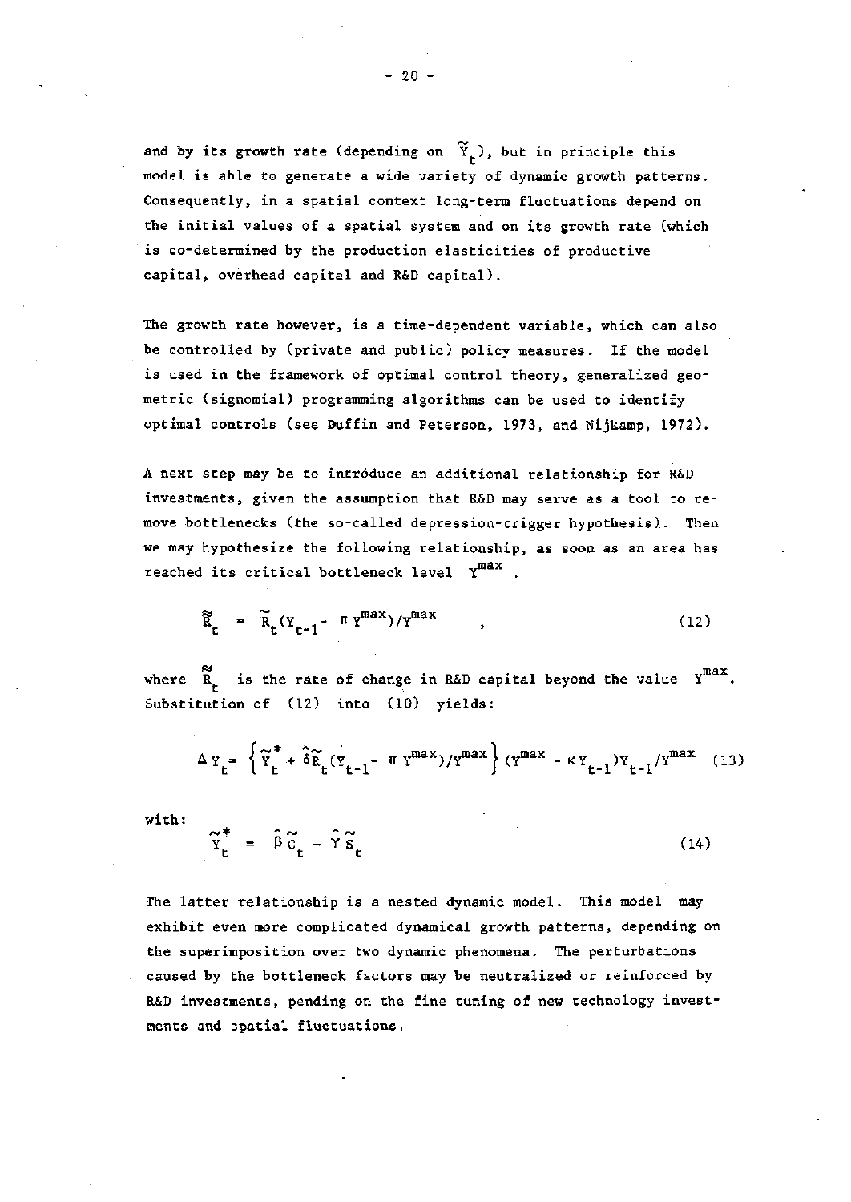and by its growth rate (depending on $\tilde{Y}_t$), but in principle this model is able to generate a wide variety of dynamic growth patterns. Consequently, in a spatial context long-term fluctuations depend on the initial values of a spatial system and on its growth rate (which is co-determined by the production elasticities of productive capital, overhead capital and R&D capital).

The growth rate however, is a time-dependent variable, which can also be controlled by (private and public) policy measures. If the model is used in the framework of optimal control theory, generalized geometric (signomial) programming algorithms can be used to identify optimal controls (see Duffin and Peterson, 1973, and Nijkamp, 1972).

A next step may be to introduce an additional relationship for R&D investments, given the assumption that R&D may serve as a tool to remove bottlenecks (the so-called depression-trigger hypothesis). Then we may hypothesize the following relationship, as soon as an area has reached its critical bottleneck level $Y^{max}$.

$$\approx{R}_t = \tilde{R}_t (Y_{t-1} - \pi Y^{max})/Y^{max} \quad , \tag{12}$$

where $\approx{R}_t$ is the rate of change in R&D capital beyond the value $Y^{max}$. Substitution of (12) into (10) yields:

$$\Delta Y_t = \left\{ \tilde{Y}_t^* + \hat{\delta}\tilde{R}_t (Y_{t-1} - \pi Y^{max})/Y^{max} \right\} (Y^{max} - \kappa Y_{t-1}) Y_{t-1} / Y^{max} \tag{13}$$

with:

$$\tilde{Y}_t^* = \hat{\beta}\tilde{C}_t + \hat{\gamma}\tilde{S}_t \tag{14}$$

The latter relationship is a nested dynamic model. This model may exhibit even more complicated dynamical growth patterns, depending on the superimposition over two dynamic phenomena. The perturbations caused by the bottleneck factors may be neutralized or reinforced by R&D investments, pending on the fine tuning of new technology investments and spatial fluctuations.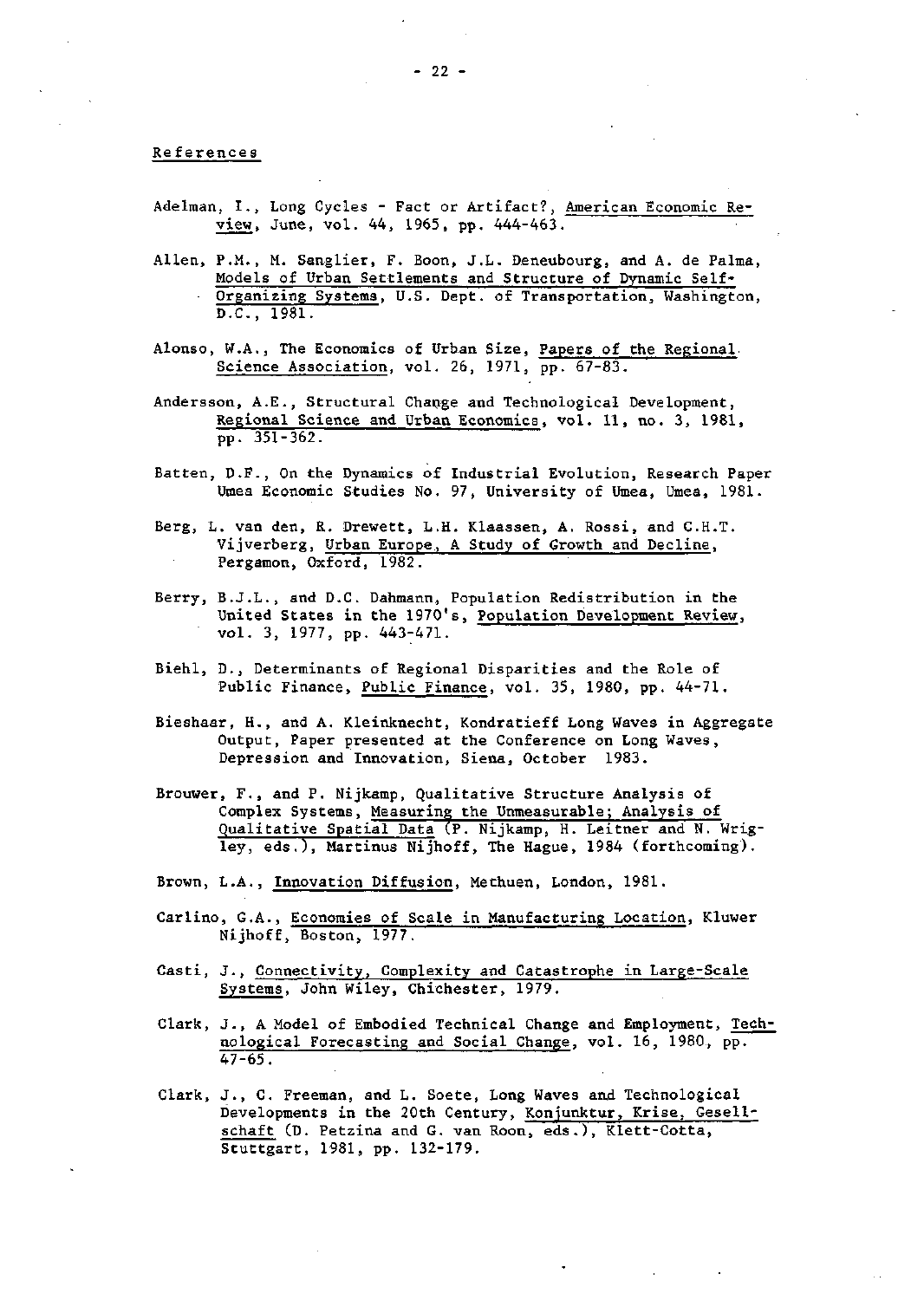## References

Adelman, I., Long Cycles - Fact or Artifact?, American Economic Review, June, vol. 44, 1965, pp. 444-463.

Allen, P.M., M. Sanglier, F. Boon, J.L. Deneubourg, and A. de Palma, Models of Urban Settlements and Structure of Dynamic Self-Organizing Systems, U.S. Dept. of Transportation, Washington, D.C., 1981.

Alonso, W.A., The Economics of Urban Size, Papers of the Regional Science Association, vol. 26, 1971, pp. 67-83.

Andersson, A.E., Structural Change and Technological Development, Regional Science and Urban Economics, vol. 11, no. 3, 1981, pp. 351-362.

Batten, D.F., On the Dynamics of Industrial Evolution, Research Paper Umea Economic Studies No. 97, University of Umea, Umea, 1981.

Berg, L. van den, R. Drewett, L.H. Klaassen, A. Rossi, and C.H.T. Vijverberg, Urban Europe, A Study of Growth and Decline, Pergamon, Oxford, 1982.

Berry, B.J.L., and D.C. Dahmann, Population Redistribution in the United States in the 1970's, Population Development Review, vol. 3, 1977, pp. 443-471.

Biehl, D., Determinants of Regional Disparities and the Role of Public Finance, Public Finance, vol. 35, 1980, pp. 44-71.

Bieshaar, H., and A. Kleinknecht, Kondratieff Long Waves in Aggregate Output, Paper presented at the Conference on Long Waves, Depression and Innovation, Siena, October 1983.

Brouwer, F., and P. Nijkamp, Qualitative Structure Analysis of Complex Systems, Measuring the Unmeasurable; Analysis of Qualitative Spatial Data (P. Nijkamp, H. Leitner and N. Wrigley, eds.), Martinus Nijhoff, The Hague, 1984 (forthcoming).

Brown, L.A., Innovation Diffusion, Methuen, London, 1981.

Carlino, G.A., Economies of Scale in Manufacturing Location, Kluwer Nijhoff, Boston, 1977.

Casti, J., Connectivity, Complexity and Catastrophe in Large-Scale Systems, John Wiley, Chichester, 1979.

Clark, J., A Model of Embodied Technical Change and Employment, Technological Forecasting and Social Change, vol. 16, 1980, pp. 47-65.

Clark, J., C. Freeman, and L. Soete, Long Waves and Technological Developments in the 20th Century, Konjunktur, Krise, Gesellschaft (D. Petzina and G. van Roon, eds.), Klett-Cotta, Stuttgart, 1981, pp. 132-179.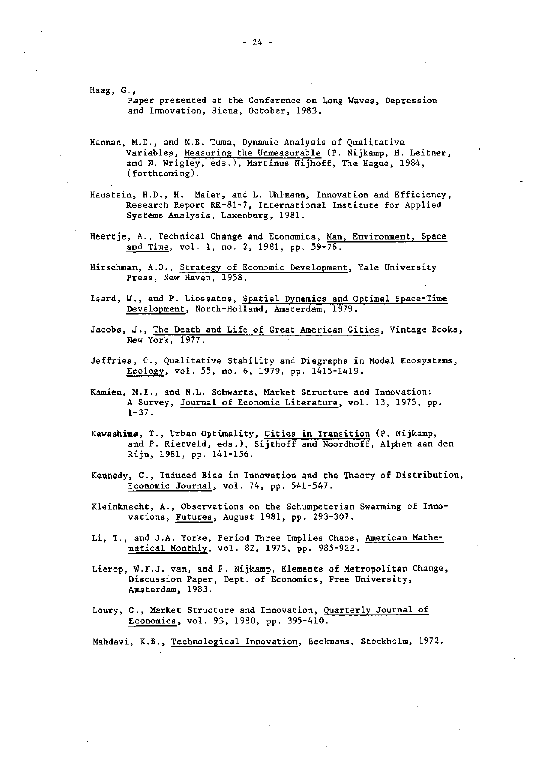Haag, G.,
Paper presented at the Conference on Long Waves, Depression and Innovation, Siena, October, 1983.

Hannan, M.D., and N.B. Tuma, Dynamic Analysis of Qualitative Variables, Measuring the Unmeasurable (P. Nijkamp, H. Leitner, and N. Wrigley, eds.), Martinus Nijhoff, The Hague, 1984, (forthcoming).

Haustein, H.D., H. Maier, and L. Uhlmann, Innovation and Efficiency, Research Report RR-81-7, International Institute for Applied Systems Analysis, Laxenburg, 1981.

Heertje, A., Technical Change and Economics, Man, Environment, Space and Time, vol. 1, no. 2, 1981, pp. 59-76.

Hirschman, A.O., Strategy of Economic Development, Yale University Press, New Haven, 1958.

Isard, W., and P. Liossatos, Spatial Dynamics and Optimal Space-Time Development, North-Holland, Amsterdam, 1979.

Jacobs, J., The Death and Life of Great American Cities, Vintage Books, New York, 1977.

Jeffries, C., Qualitative Stability and Diagraphs in Model Ecosystems, Ecology, vol. 55, no. 6, 1979, pp. 1415-1419.

Kamien, M.I., and N.L. Schwartz, Market Structure and Innovation: A Survey, Journal of Economic Literature, vol. 13, 1975, pp. 1-37.

Kawashima, T., Urban Optimality, Cities in Transition (P. Nijkamp, and P. Rietveld, eds.), Sijthoff and Noordhoff, Alphen aan den Rijn, 1981, pp. 141-156.

Kennedy, C., Induced Bias in Innovation and the Theory of Distribution, Economic Journal, vol. 74, pp. 541-547.

Kleinknecht, A., Observations on the Schumpeterian Swarming of Innovations, Futures, August 1981, pp. 293-307.

Li, T., and J.A. Yorke, Period Three Implies Chaos, American Mathematical Monthly, vol. 82, 1975, pp. 985-922.

Lierop, W.F.J. van, and P. Nijkamp, Elements of Metropolitan Change, Discussion Paper, Dept. of Economics, Free University, Amsterdam, 1983.

Loury, G., Market Structure and Innovation, Quarterly Journal of Economics, vol. 93, 1980, pp. 395-410.

Mahdavi, K.B., Technological Innovation, Beckmans, Stockholm, 1972.